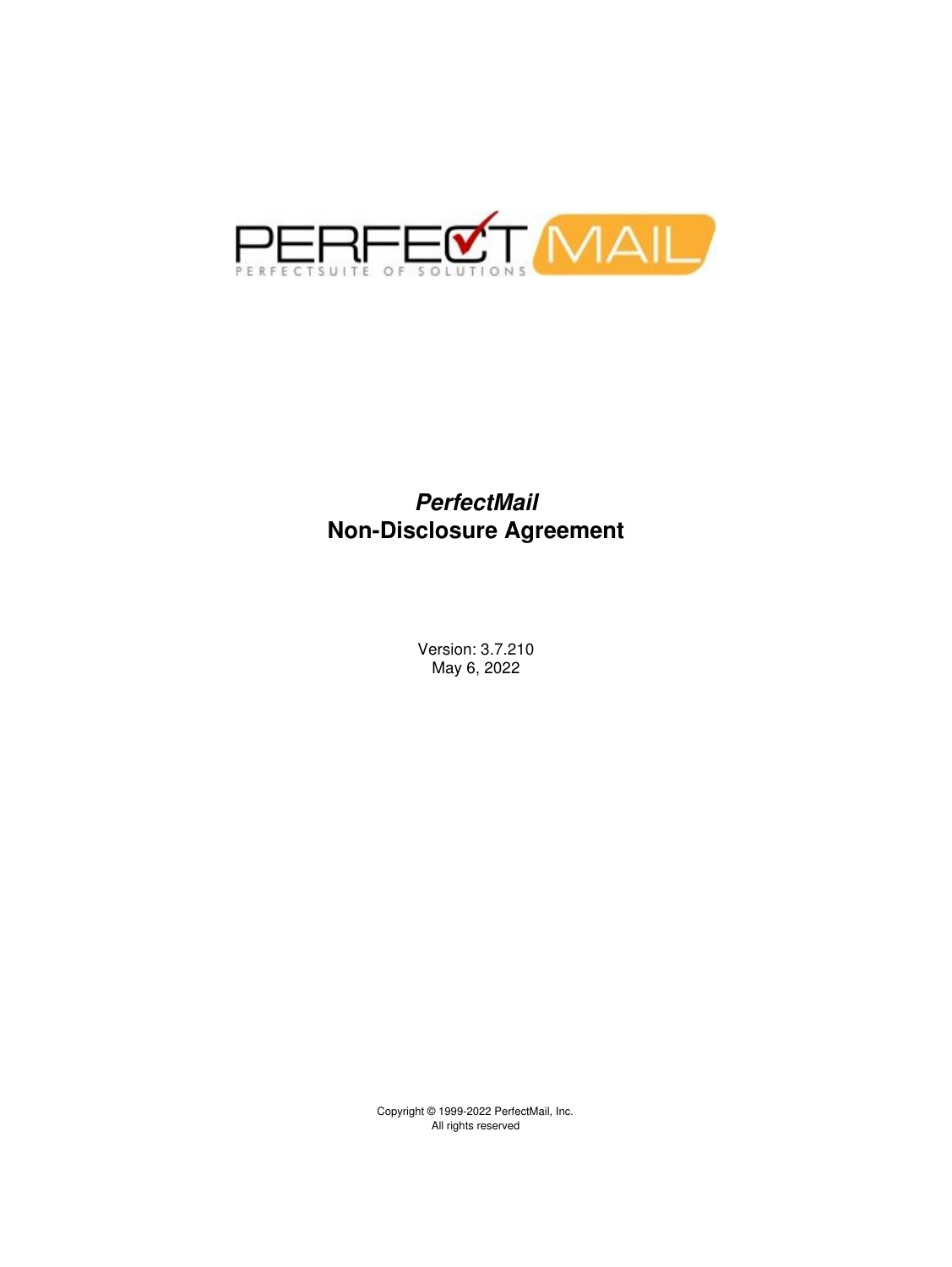PERFECTMAIL
PERFECTSUITE OF SOLUTIONS

# *PerfectMail*
# Non-Disclosure Agreement

Version: 3.7.210
May 6, 2022

Copyright © 1999-2022 PerfectMail, Inc.
All rights reserved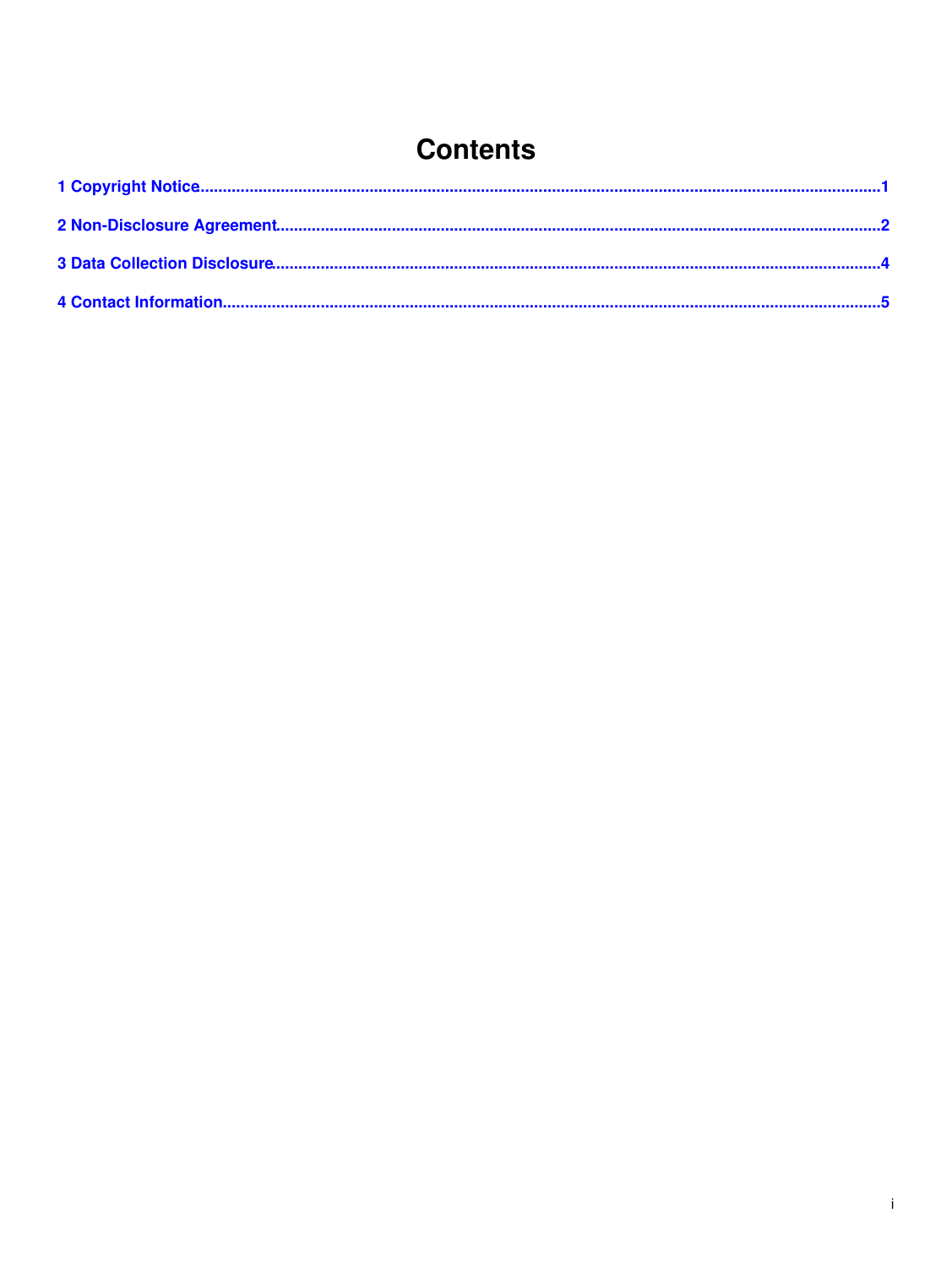# Contents

1 Copyright Notice........................................................................................................................................1

2 Non-Disclosure Agreement........................................................................................................................2

3 Data Collection Disclosure.........................................................................................................................4

4 Contact Information....................................................................................................................................5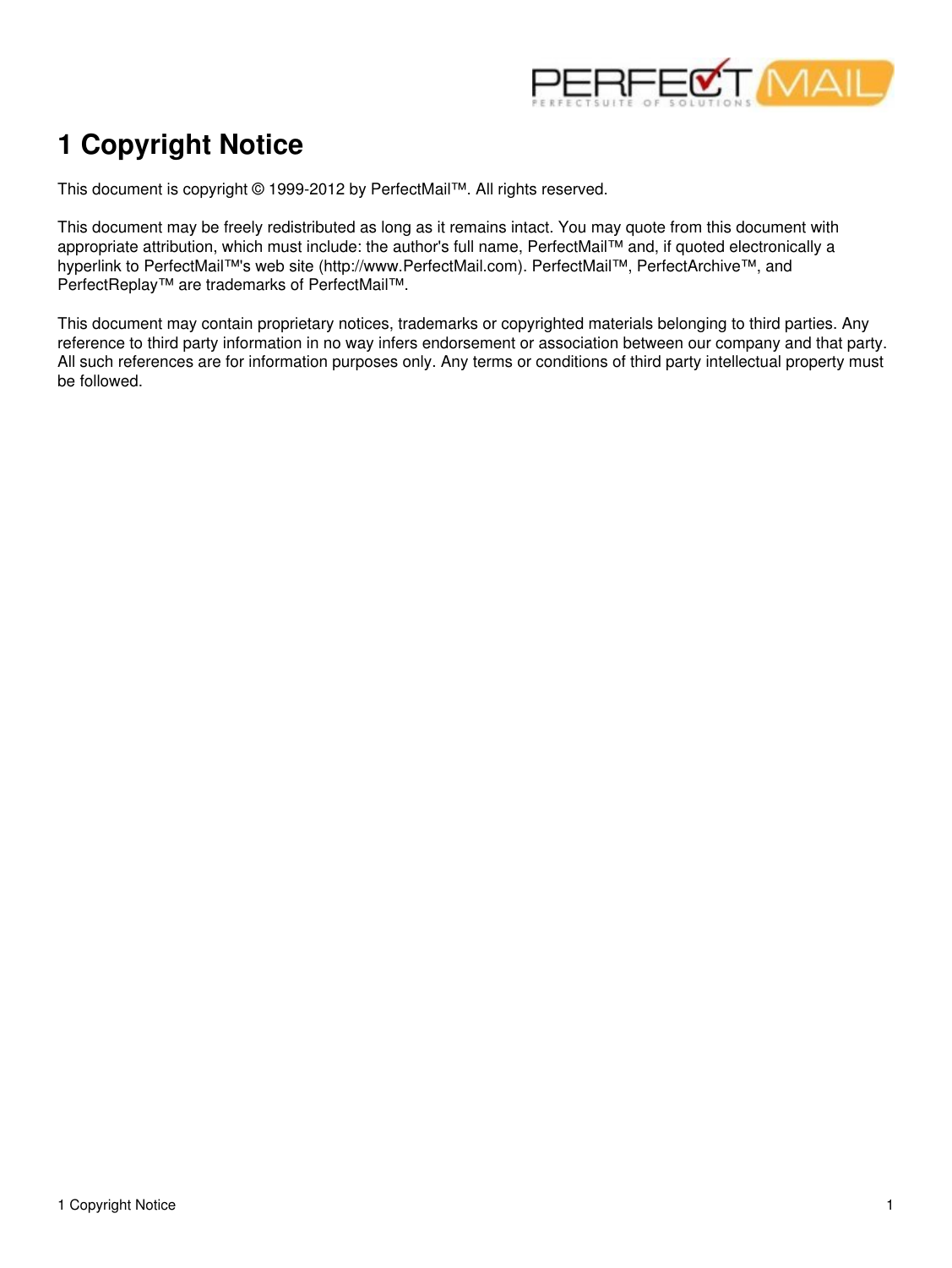# 1 Copyright Notice

This document is copyright © 1999-2012 by PerfectMail™. All rights reserved.

This document may be freely redistributed as long as it remains intact. You may quote from this document with appropriate attribution, which must include: the author's full name, PerfectMail™ and, if quoted electronically a hyperlink to PerfectMail™'s web site (http://www.PerfectMail.com). PerfectMail™, PerfectArchive™, and PerfectReplay™ are trademarks of PerfectMail™.

This document may contain proprietary notices, trademarks or copyrighted materials belonging to third parties. Any reference to third party information in no way infers endorsement or association between our company and that party. All such references are for information purposes only. Any terms or conditions of third party intellectual property must be followed.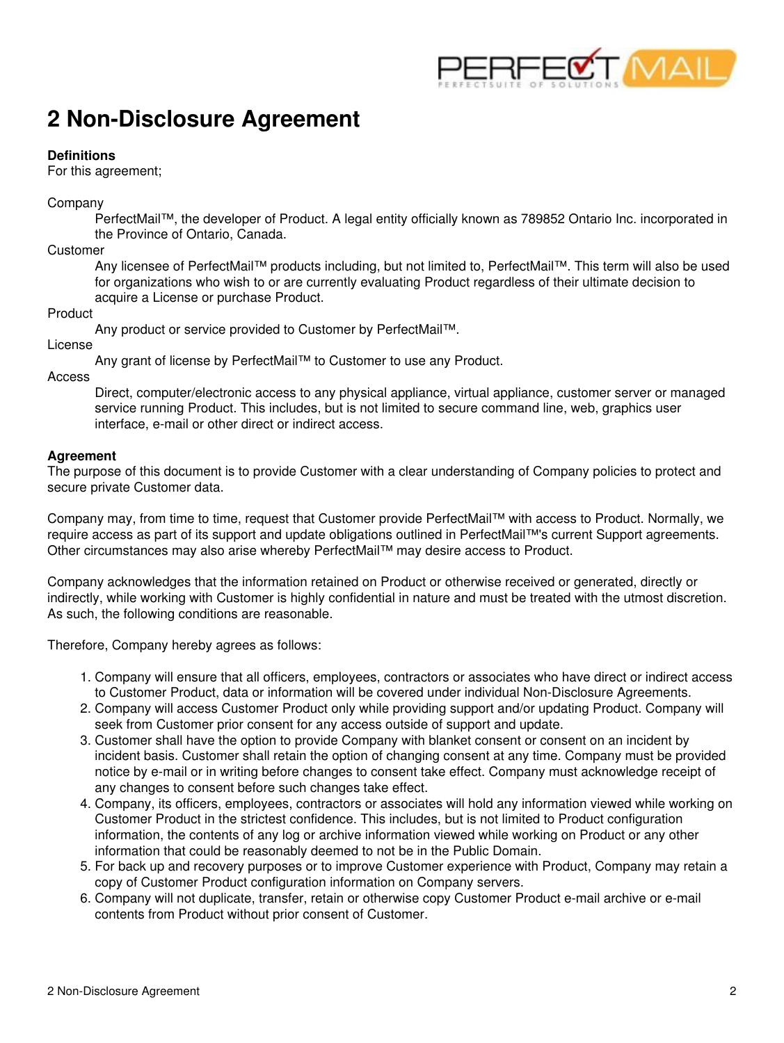# 2 Non-Disclosure Agreement

**Definitions**

For this agreement;

Company
: PerfectMail™, the developer of Product. A legal entity officially known as 789852 Ontario Inc. incorporated in the Province of Ontario, Canada.

Customer
: Any licensee of PerfectMail™ products including, but not limited to, PerfectMail™. This term will also be used for organizations who wish to or are currently evaluating Product regardless of their ultimate decision to acquire a License or purchase Product.

Product
: Any product or service provided to Customer by PerfectMail™.

License
: Any grant of license by PerfectMail™ to Customer to use any Product.

Access
: Direct, computer/electronic access to any physical appliance, virtual appliance, customer server or managed service running Product. This includes, but is not limited to secure command line, web, graphics user interface, e-mail or other direct or indirect access.

**Agreement**

The purpose of this document is to provide Customer with a clear understanding of Company policies to protect and secure private Customer data.

Company may, from time to time, request that Customer provide PerfectMail™ with access to Product. Normally, we require access as part of its support and update obligations outlined in PerfectMail™'s current Support agreements. Other circumstances may also arise whereby PerfectMail™ may desire access to Product.

Company acknowledges that the information retained on Product or otherwise received or generated, directly or indirectly, while working with Customer is highly confidential in nature and must be treated with the utmost discretion. As such, the following conditions are reasonable.

Therefore, Company hereby agrees as follows:

1. Company will ensure that all officers, employees, contractors or associates who have direct or indirect access to Customer Product, data or information will be covered under individual Non-Disclosure Agreements.
2. Company will access Customer Product only while providing support and/or updating Product. Company will seek from Customer prior consent for any access outside of support and update.
3. Customer shall have the option to provide Company with blanket consent or consent on an incident by incident basis. Customer shall retain the option of changing consent at any time. Company must be provided notice by e-mail or in writing before changes to consent take effect. Company must acknowledge receipt of any changes to consent before such changes take effect.
4. Company, its officers, employees, contractors or associates will hold any information viewed while working on Customer Product in the strictest confidence. This includes, but is not limited to Product configuration information, the contents of any log or archive information viewed while working on Product or any other information that could be reasonably deemed to not be in the Public Domain.
5. For back up and recovery purposes or to improve Customer experience with Product, Company may retain a copy of Customer Product configuration information on Company servers.
6. Company will not duplicate, transfer, retain or otherwise copy Customer Product e-mail archive or e-mail contents from Product without prior consent of Customer.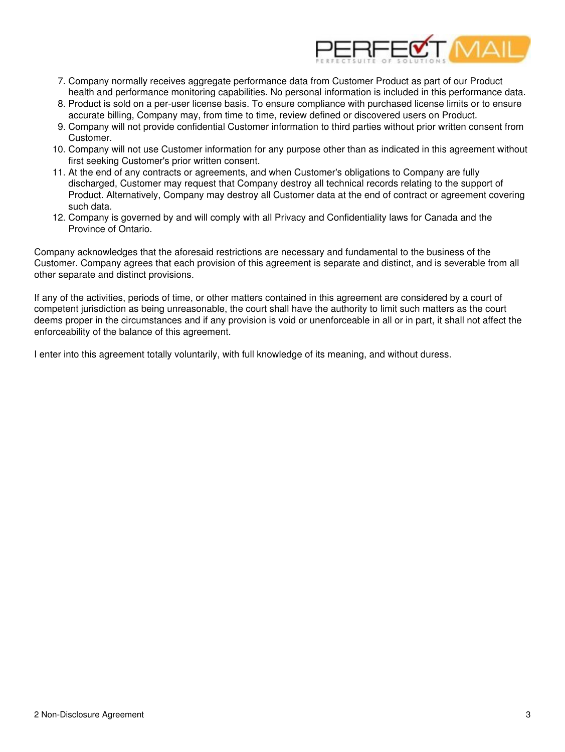7. Company normally receives aggregate performance data from Customer Product as part of our Product health and performance monitoring capabilities. No personal information is included in this performance data.
8. Product is sold on a per-user license basis. To ensure compliance with purchased license limits or to ensure accurate billing, Company may, from time to time, review defined or discovered users on Product.
9. Company will not provide confidential Customer information to third parties without prior written consent from Customer.
10. Company will not use Customer information for any purpose other than as indicated in this agreement without first seeking Customer's prior written consent.
11. At the end of any contracts or agreements, and when Customer's obligations to Company are fully discharged, Customer may request that Company destroy all technical records relating to the support of Product. Alternatively, Company may destroy all Customer data at the end of contract or agreement covering such data.
12. Company is governed by and will comply with all Privacy and Confidentiality laws for Canada and the Province of Ontario.

Company acknowledges that the aforesaid restrictions are necessary and fundamental to the business of the Customer. Company agrees that each provision of this agreement is separate and distinct, and is severable from all other separate and distinct provisions.

If any of the activities, periods of time, or other matters contained in this agreement are considered by a court of competent jurisdiction as being unreasonable, the court shall have the authority to limit such matters as the court deems proper in the circumstances and if any provision is void or unenforceable in all or in part, it shall not affect the enforceability of the balance of this agreement.

I enter into this agreement totally voluntarily, with full knowledge of its meaning, and without duress.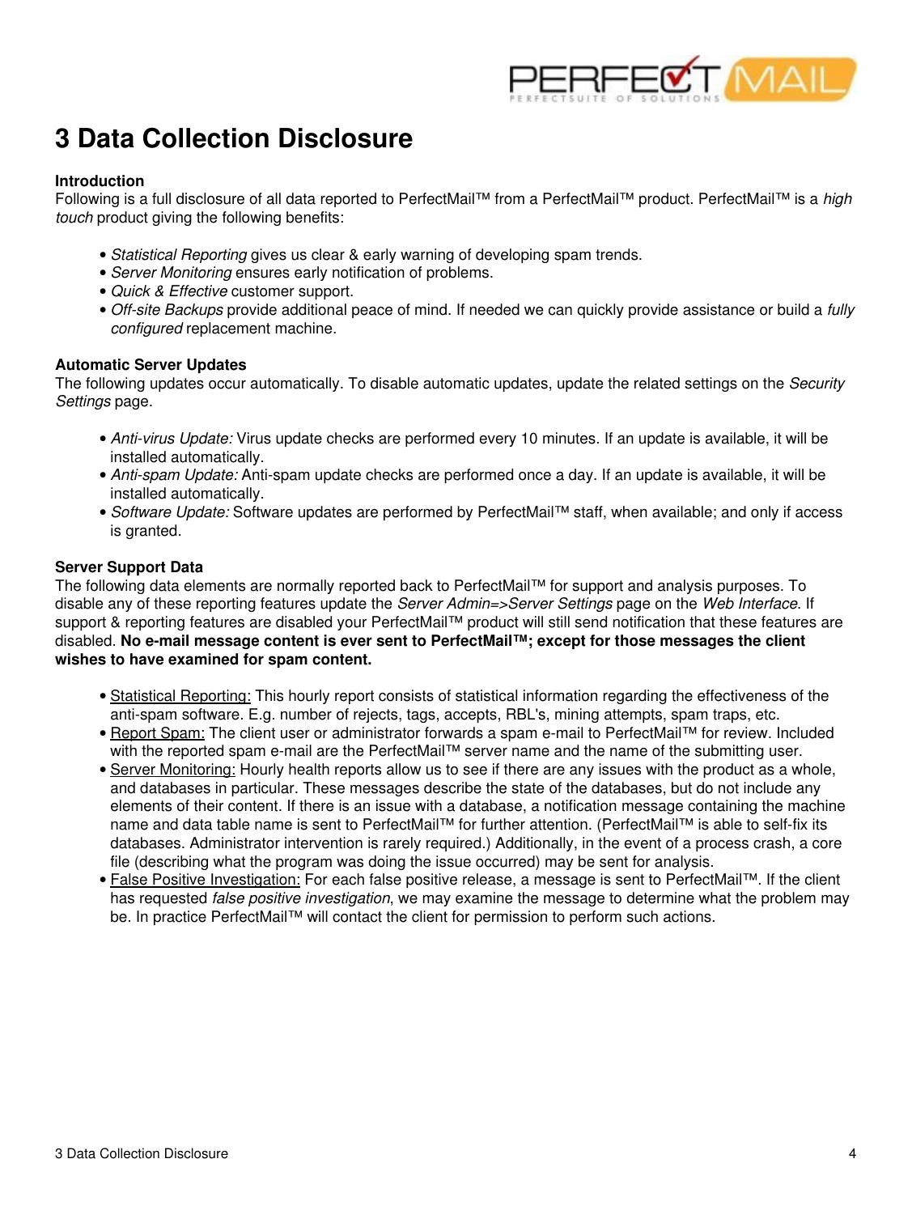# 3 Data Collection Disclosure

**Introduction**
Following is a full disclosure of all data reported to PerfectMail™ from a PerfectMail™ product. PerfectMail™ is a *high touch* product giving the following benefits:

- *Statistical Reporting* gives us clear & early warning of developing spam trends.
- *Server Monitoring* ensures early notification of problems.
- *Quick & Effective* customer support.
- *Off-site Backups* provide additional peace of mind. If needed we can quickly provide assistance or build a *fully configured* replacement machine.

**Automatic Server Updates**
The following updates occur automatically. To disable automatic updates, update the related settings on the *Security Settings* page.

- *Anti-virus Update:* Virus update checks are performed every 10 minutes. If an update is available, it will be installed automatically.
- *Anti-spam Update:* Anti-spam update checks are performed once a day. If an update is available, it will be installed automatically.
- *Software Update:* Software updates are performed by PerfectMail™ staff, when available; and only if access is granted.

**Server Support Data**
The following data elements are normally reported back to PerfectMail™ for support and analysis purposes. To disable any of these reporting features update the *Server Admin=>Server Settings* page on the *Web Interface*. If support & reporting features are disabled your PerfectMail™ product will still send notification that these features are disabled. **No e-mail message content is ever sent to PerfectMail™; except for those messages the client wishes to have examined for spam content.**

- Statistical Reporting: This hourly report consists of statistical information regarding the effectiveness of the anti-spam software. E.g. number of rejects, tags, accepts, RBL's, mining attempts, spam traps, etc.
- Report Spam: The client user or administrator forwards a spam e-mail to PerfectMail™ for review. Included with the reported spam e-mail are the PerfectMail™ server name and the name of the submitting user.
- Server Monitoring: Hourly health reports allow us to see if there are any issues with the product as a whole, and databases in particular. These messages describe the state of the databases, but do not include any elements of their content. If there is an issue with a database, a notification message containing the machine name and data table name is sent to PerfectMail™ for further attention. (PerfectMail™ is able to self-fix its databases. Administrator intervention is rarely required.) Additionally, in the event of a process crash, a core file (describing what the program was doing the issue occurred) may be sent for analysis.
- False Positive Investigation: For each false positive release, a message is sent to PerfectMail™. If the client has requested *false positive investigation*, we may examine the message to determine what the problem may be. In practice PerfectMail™ will contact the client for permission to perform such actions.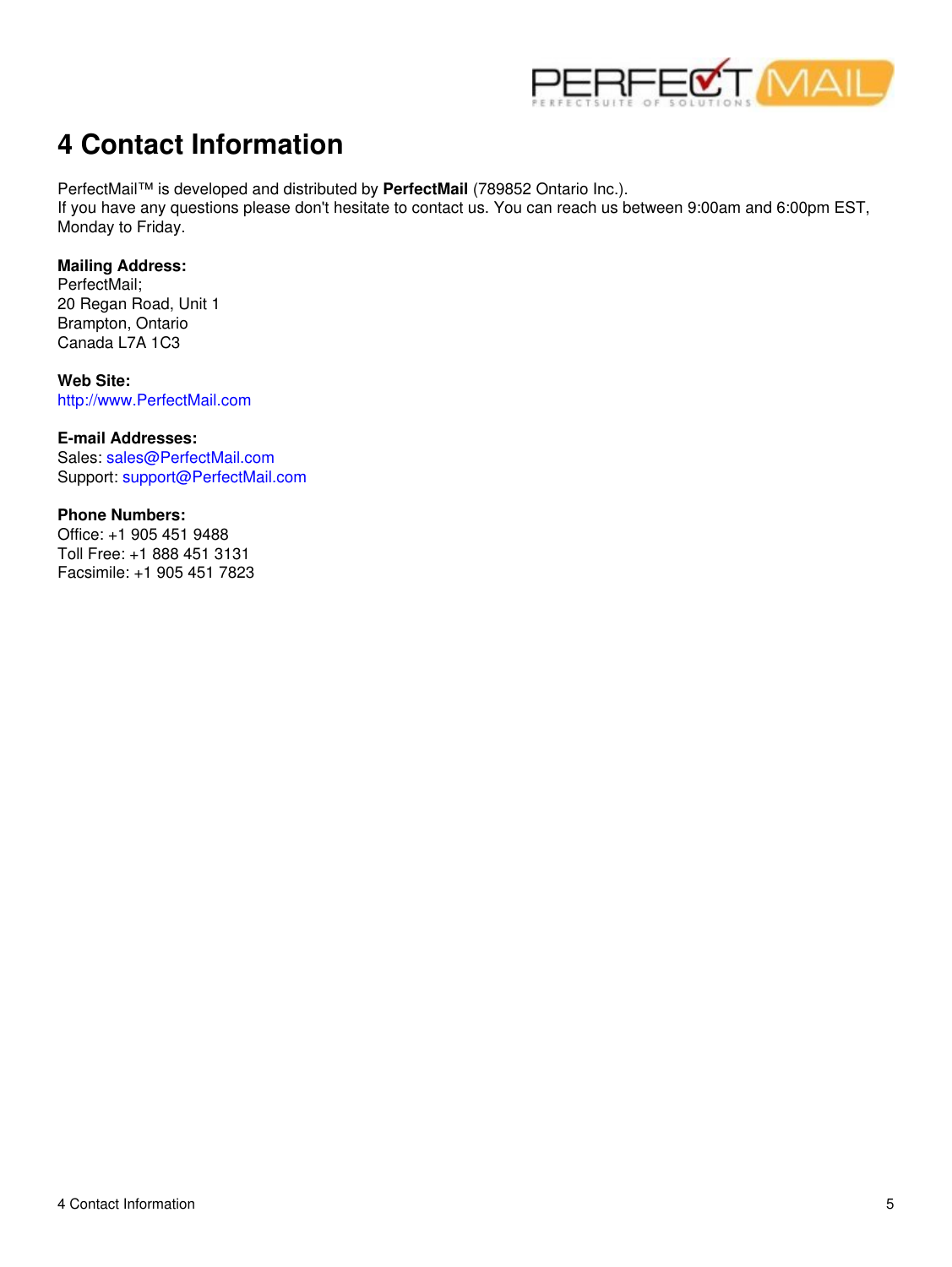# 4 Contact Information

PerfectMail™ is developed and distributed by **PerfectMail** (789852 Ontario Inc.).
If you have any questions please don't hesitate to contact us. You can reach us between 9:00am and 6:00pm EST, Monday to Friday.

**Mailing Address:**
PerfectMail;
20 Regan Road, Unit 1
Brampton, Ontario
Canada L7A 1C3

**Web Site:**
http://www.PerfectMail.com

**E-mail Addresses:**
Sales: sales@PerfectMail.com
Support: support@PerfectMail.com

**Phone Numbers:**
Office: +1 905 451 9488
Toll Free: +1 888 451 3131
Facsimile: +1 905 451 7823